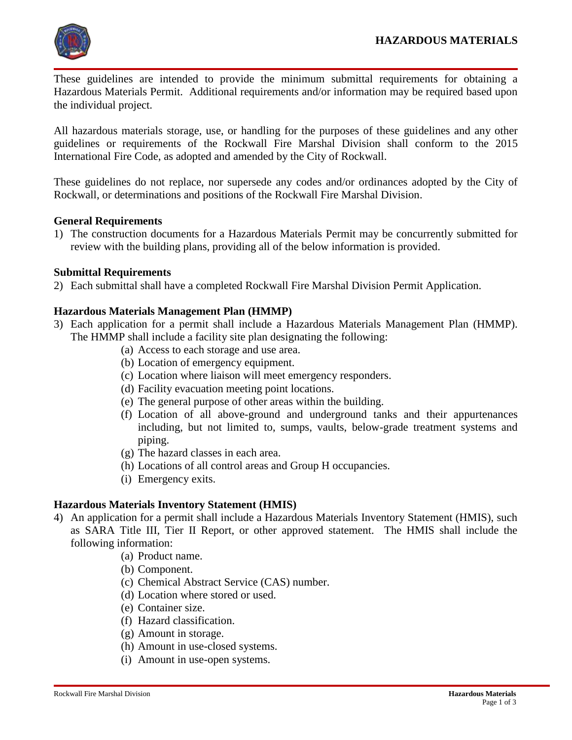# HAZARDOUS MATERIALS

These guidelines are intended to provide the minimum submittal requirements for obtaining a Hazardous Materials Permit. Additional requirements and/or information may be required based upon the individual project.

All hazardous materials storage, use, or handling for the purposes of these guidelines and any other guidelines or requirements of the Rockwall Fire Marshal Division shall conform to the 2015 International Fire Code, as adopted and amended by the City of Rockwall.

These guidelines do not replace, nor supersede any codes and/or ordinances adopted by the City of Rockwall, or determinations and positions of the Rockwall Fire Marshal Division.

**General Requirements**

1) The construction documents for a Hazardous Materials Permit may be concurrently submitted for review with the building plans, providing all of the below information is provided.

**Submittal Requirements**

2) Each submittal shall have a completed Rockwall Fire Marshal Division Permit Application.

**Hazardous Materials Management Plan (HMMP)**

3) Each application for a permit shall include a Hazardous Materials Management Plan (HMMP). The HMMP shall include a facility site plan designating the following:
   - (a) Access to each storage and use area.
   - (b) Location of emergency equipment.
   - (c) Location where liaison will meet emergency responders.
   - (d) Facility evacuation meeting point locations.
   - (e) The general purpose of other areas within the building.
   - (f) Location of all above-ground and underground tanks and their appurtenances including, but not limited to, sumps, vaults, below-grade treatment systems and piping.
   - (g) The hazard classes in each area.
   - (h) Locations of all control areas and Group H occupancies.
   - (i) Emergency exits.

**Hazardous Materials Inventory Statement (HMIS)**

4) An application for a permit shall include a Hazardous Materials Inventory Statement (HMIS), such as SARA Title III, Tier II Report, or other approved statement. The HMIS shall include the following information:
   - (a) Product name.
   - (b) Component.
   - (c) Chemical Abstract Service (CAS) number.
   - (d) Location where stored or used.
   - (e) Container size.
   - (f) Hazard classification.
   - (g) Amount in storage.
   - (h) Amount in use-closed systems.
   - (i) Amount in use-open systems.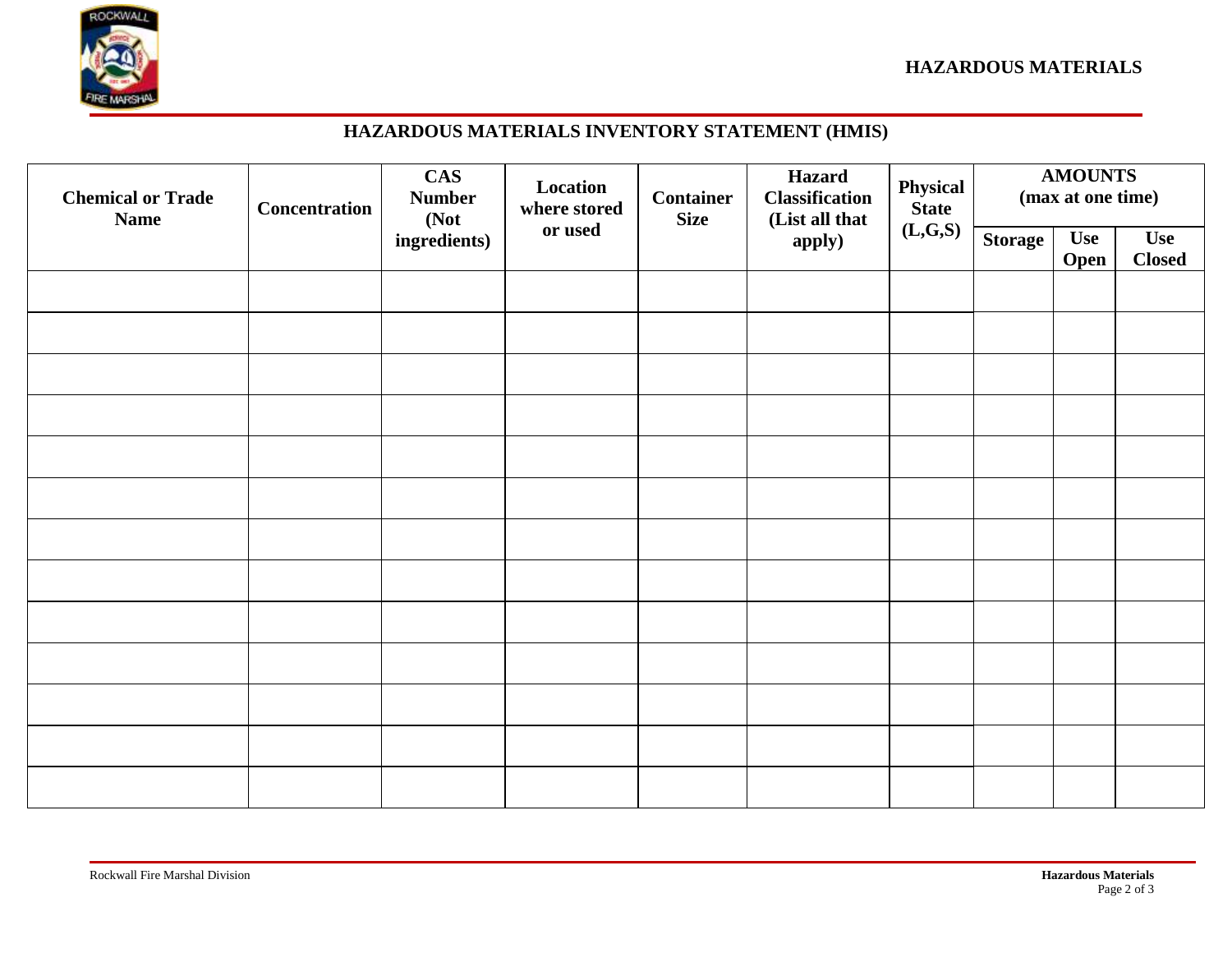# HAZARDOUS MATERIALS INVENTORY STATEMENT (HMIS)

| Chemical or Trade Name | Concentration | CAS Number (Not ingredients) | Location where stored or used | Container Size | Hazard Classification (List all that apply) | Physical State (L,G,S) | AMOUNTS (max at one time) | | |
|---|---|---|---|---|---|---|---|---|---|
| | | | | | | | Storage | Use Open | Use Closed |
| | | | | | | | | | |
| | | | | | | | | | |
| | | | | | | | | | |
| | | | | | | | | | |
| | | | | | | | | | |
| | | | | | | | | | |
| | | | | | | | | | |
| | | | | | | | | | |
| | | | | | | | | | |
| | | | | | | | | | |
| | | | | | | | | | |
| | | | | | | | | | |
| | | | | | | | | | |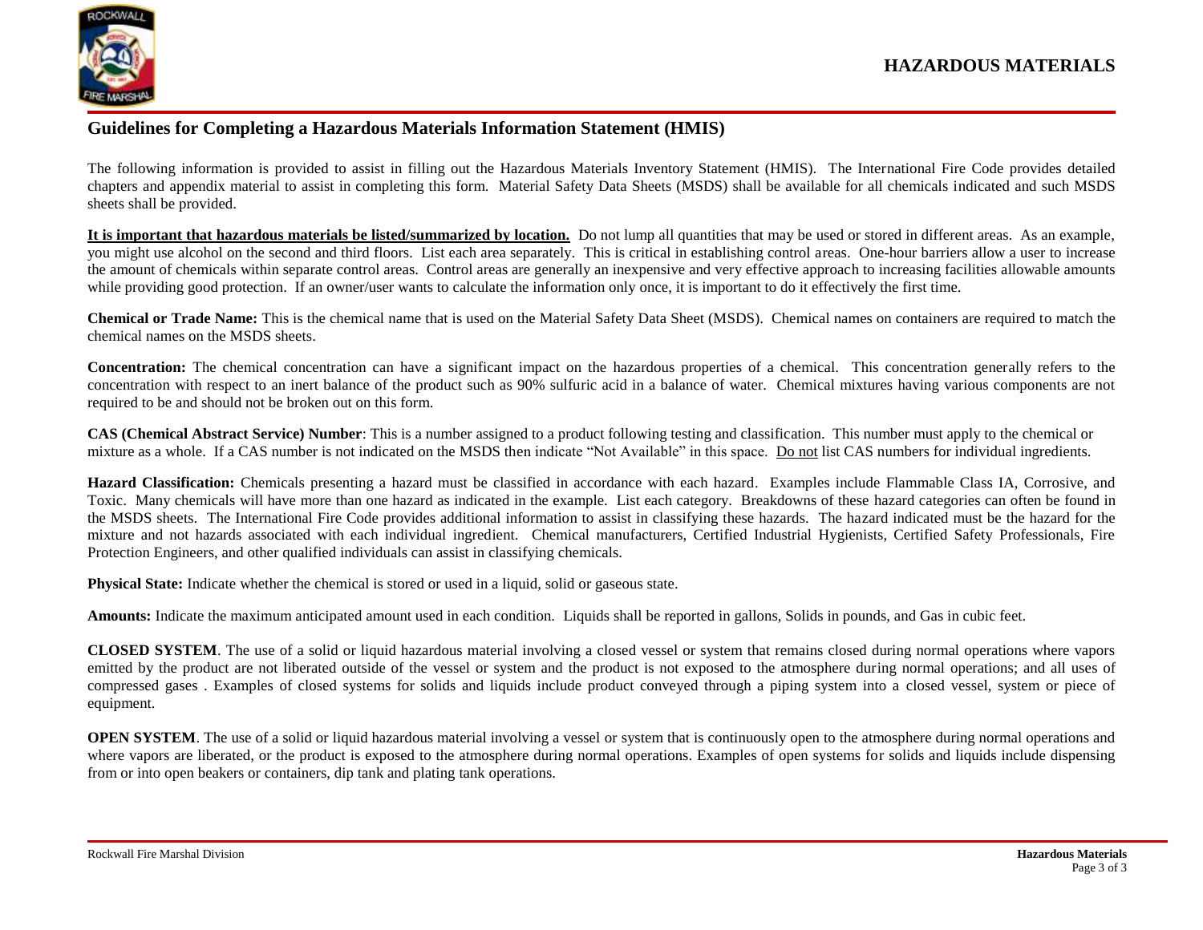## Guidelines for Completing a Hazardous Materials Information Statement (HMIS)

The following information is provided to assist in filling out the Hazardous Materials Inventory Statement (HMIS). The International Fire Code provides detailed chapters and appendix material to assist in completing this form. Material Safety Data Sheets (MSDS) shall be available for all chemicals indicated and such MSDS sheets shall be provided.

**It is important that hazardous materials be listed/summarized by location.** Do not lump all quantities that may be used or stored in different areas. As an example, you might use alcohol on the second and third floors. List each area separately. This is critical in establishing control areas. One-hour barriers allow a user to increase the amount of chemicals within separate control areas. Control areas are generally an inexpensive and very effective approach to increasing facilities allowable amounts while providing good protection. If an owner/user wants to calculate the information only once, it is important to do it effectively the first time.

**Chemical or Trade Name:** This is the chemical name that is used on the Material Safety Data Sheet (MSDS). Chemical names on containers are required to match the chemical names on the MSDS sheets.

**Concentration:** The chemical concentration can have a significant impact on the hazardous properties of a chemical. This concentration generally refers to the concentration with respect to an inert balance of the product such as 90% sulfuric acid in a balance of water. Chemical mixtures having various components are not required to be and should not be broken out on this form.

**CAS (Chemical Abstract Service) Number**: This is a number assigned to a product following testing and classification. This number must apply to the chemical or mixture as a whole. If a CAS number is not indicated on the MSDS then indicate "Not Available" in this space. Do not list CAS numbers for individual ingredients.

**Hazard Classification:** Chemicals presenting a hazard must be classified in accordance with each hazard. Examples include Flammable Class IA, Corrosive, and Toxic. Many chemicals will have more than one hazard as indicated in the example. List each category. Breakdowns of these hazard categories can often be found in the MSDS sheets. The International Fire Code provides additional information to assist in classifying these hazards. The hazard indicated must be the hazard for the mixture and not hazards associated with each individual ingredient. Chemical manufacturers, Certified Industrial Hygienists, Certified Safety Professionals, Fire Protection Engineers, and other qualified individuals can assist in classifying chemicals.

**Physical State:** Indicate whether the chemical is stored or used in a liquid, solid or gaseous state.

**Amounts:** Indicate the maximum anticipated amount used in each condition. Liquids shall be reported in gallons, Solids in pounds, and Gas in cubic feet.

**CLOSED SYSTEM**. The use of a solid or liquid hazardous material involving a closed vessel or system that remains closed during normal operations where vapors emitted by the product are not liberated outside of the vessel or system and the product is not exposed to the atmosphere during normal operations; and all uses of compressed gases . Examples of closed systems for solids and liquids include product conveyed through a piping system into a closed vessel, system or piece of equipment.

**OPEN SYSTEM**. The use of a solid or liquid hazardous material involving a vessel or system that is continuously open to the atmosphere during normal operations and where vapors are liberated, or the product is exposed to the atmosphere during normal operations. Examples of open systems for solids and liquids include dispensing from or into open beakers or containers, dip tank and plating tank operations.